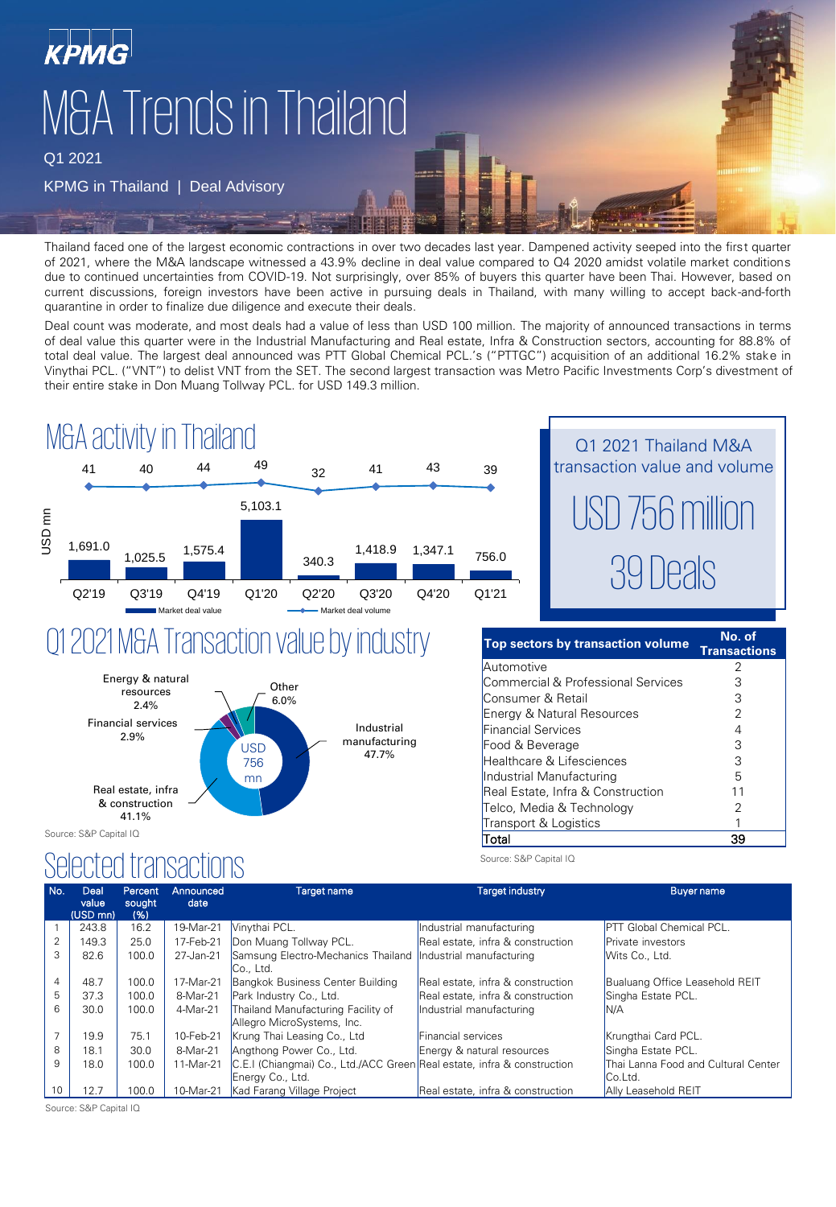# M&A Trends in Thailand

Q1 2021

KPMG in Thailand | Deal Advisory

Thailand faced one of the largest economic contractions in over two decades last year. Dampened activity seeped into the first quarter of 2021, where the M&A landscape witnessed a 43.9% decline in deal value compared to Q4 2020 amidst volatile market conditions due to continued uncertainties from COVID-19. Not surprisingly, over 85% of buyers this quarter have been Thai. However, based on current discussions, foreign investors have been active in pursuing deals in Thailand, with many willing to accept back-and-forth quarantine in order to finalize due diligence and execute their deals.

Deal count was moderate, and most deals had a value of less than USD 100 million. The majority of announced transactions in terms of deal value this quarter were in the Industrial Manufacturing and Real estate, Infra & Construction sectors, accounting for 88.8% of total deal value. The largest deal announced was PTT Global Chemical PCL.'s ("PTTGC") acquisition of an additional 16.2% stake in Vinythai PCL. ("VNT") to delist VNT from the SET. The second largest transaction was Metro Pacific Investments Corp's divestment of their entire stake in Don Muang Tollway PCL. for USD 149.3 million.

## M&A activity in Thailand

| Quarter | Market deal value (USD mn) | Market deal volume |
|---|---|---|
| Q2'19 | 1,691.0 | 41 |
| Q3'19 | 1,025.5 | 40 |
| Q4'19 | 1,575.4 | 44 |
| Q1'20 | 5,103.1 | 49 |
| Q2'20 | 340.3 | 32 |
| Q3'20 | 1,418.9 | 41 |
| Q4'20 | 1,347.1 | 43 |
| Q1'21 | 756.0 | 39 |

### Q1 2021 Thailand M&A transaction value and volume

USD 756 million

39 Deals

## Q1 2021 M&A Transaction value by industry

USD 756 mn

| Industry | Share |
|---|---|
| Industrial manufacturing | 47.7% |
| Real estate, infra & construction | 41.1% |
| Other | 6.0% |
| Financial services | 2.9% |
| Energy & natural resources | 2.4% |

Source: S&P Capital IQ

| Top sectors by transaction volume | No. of Transactions |
|---|---|
| Automotive | 2 |
| Commercial & Professional Services | 3 |
| Consumer & Retail | 3 |
| Energy & Natural Resources | 2 |
| Financial Services | 4 |
| Food & Beverage | 3 |
| Healthcare & Lifesciences | 3 |
| Industrial Manufacturing | 5 |
| Real Estate, Infra & Construction | 11 |
| Telco, Media & Technology | 2 |
| Transport & Logistics | 1 |
| **Total** | **39** |

Source: S&P Capital IQ

## Selected transactions

| No. | Deal value (USD mn) | Percent sought (%) | Announced date | Target name | Target industry | Buyer name |
|---|---|---|---|---|---|---|
| 1 | 243.8 | 16.2 | 19-Mar-21 | Vinythai PCL. | Industrial manufacturing | PTT Global Chemical PCL. |
| 2 | 149.3 | 25.0 | 17-Feb-21 | Don Muang Tollway PCL. | Real estate, infra & construction | Private investors |
| 3 | 82.6 | 100.0 | 27-Jan-21 | Samsung Electro-Mechanics Thailand Co., Ltd. | Industrial manufacturing | Wits Co., Ltd. |
| 4 | 48.7 | 100.0 | 17-Mar-21 | Bangkok Business Center Building | Real estate, infra & construction | Bualuang Office Leasehold REIT |
| 5 | 37.3 | 100.0 | 8-Mar-21 | Park Industry Co., Ltd. | Real estate, infra & construction | Singha Estate PCL. |
| 6 | 30.0 | 100.0 | 4-Mar-21 | Thailand Manufacturing Facility of Allegro MicroSystems, Inc. | Industrial manufacturing | N/A |
| 7 | 19.9 | 75.1 | 10-Feb-21 | Krung Thai Leasing Co., Ltd | Financial services | Krungthai Card PCL. |
| 8 | 18.1 | 30.0 | 8-Mar-21 | Angthong Power Co., Ltd. | Energy & natural resources | Singha Estate PCL. |
| 9 | 18.0 | 100.0 | 11-Mar-21 | C.E.I (Chiangmai) Co., Ltd./ACC Green Energy Co., Ltd. | Real estate, infra & construction | Thai Lanna Food and Cultural Center Co.Ltd. |
| 10 | 12.7 | 100.0 | 10-Mar-21 | Kad Farang Village Project | Real estate, infra & construction | Ally Leasehold REIT |

Source: S&P Capital IQ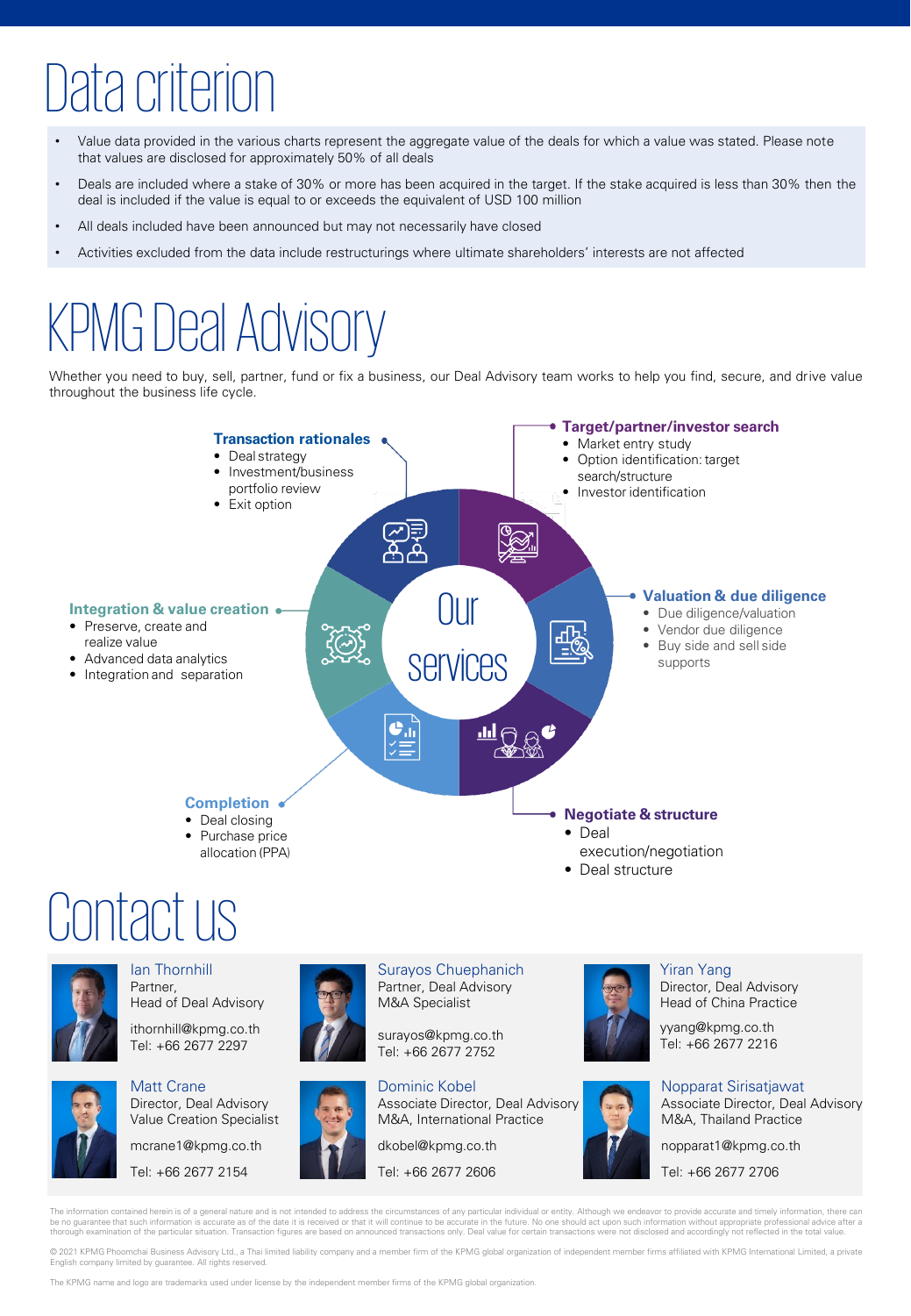# Data criterion

- Value data provided in the various charts represent the aggregate value of the deals for which a value was stated. Please note that values are disclosed for approximately 50% of all deals
- Deals are included where a stake of 30% or more has been acquired in the target. If the stake acquired is less than 30% then the deal is included if the value is equal to or exceeds the equivalent of USD 100 million
- All deals included have been announced but may not necessarily have closed
- Activities excluded from the data include restructurings where ultimate shareholders' interests are not affected

# KPMG Deal Advisory

Whether you need to buy, sell, partner, fund or fix a business, our Deal Advisory team works to help you find, secure, and drive value throughout the business life cycle.

Our services

**Transaction rationales**
- Deal strategy
- Investment/business portfolio review
- Exit option

**Target/partner/investor search**
- Market entry study
- Option identification: target search/structure
- Investor identification

**Valuation & due diligence**
- Due diligence/valuation
- Vendor due diligence
- Buy side and sell side supports

**Negotiate & structure**
- Deal execution/negotiation
- Deal structure

**Completion**
- Deal closing
- Purchase price allocation (PPA)

**Integration & value creation**
- Preserve, create and realize value
- Advanced data analytics
- Integration and separation

# Contact us

**Ian Thornhill**
Partner,
Head of Deal Advisory
ithornhill@kpmg.co.th
Tel: +66 2677 2297

**Surayos Chuephanich**
Partner, Deal Advisory
M&A Specialist
surayos@kpmg.co.th
Tel: +66 2677 2752

**Yiran Yang**
Director, Deal Advisory
Head of China Practice
yyang@kpmg.co.th
Tel: +66 2677 2216

**Matt Crane**
Director, Deal Advisory
Value Creation Specialist
mcrane1@kpmg.co.th
Tel: +66 2677 2154

**Dominic Kobel**
Associate Director, Deal Advisory
M&A, International Practice
dkobel@kpmg.co.th
Tel: +66 2677 2606

**Nopparat Sirisatjawat**
Associate Director, Deal Advisory
M&A, Thailand Practice
nopparat1@kpmg.co.th
Tel: +66 2677 2706

The information contained herein is of a general nature and is not intended to address the circumstances of any particular individual or entity. Although we endeavor to provide accurate and timely information, there can be no guarantee that such information is accurate as of the date it is received or that it will continue to be accurate in the future. No one should act upon such information without appropriate professional advice after a thorough examination of the particular situation. Transaction figures are based on announced transactions only. Deal value for certain transactions were not disclosed and accordingly not reflected in the total value.

© 2021 KPMG Phoomchai Business Advisory Ltd., a Thai limited liability company and a member firm of the KPMG global organization of independent member firms affiliated with KPMG International Limited, a private English company limited by guarantee. All rights reserved.

The KPMG name and logo are trademarks used under license by the independent member firms of the KPMG global organization.